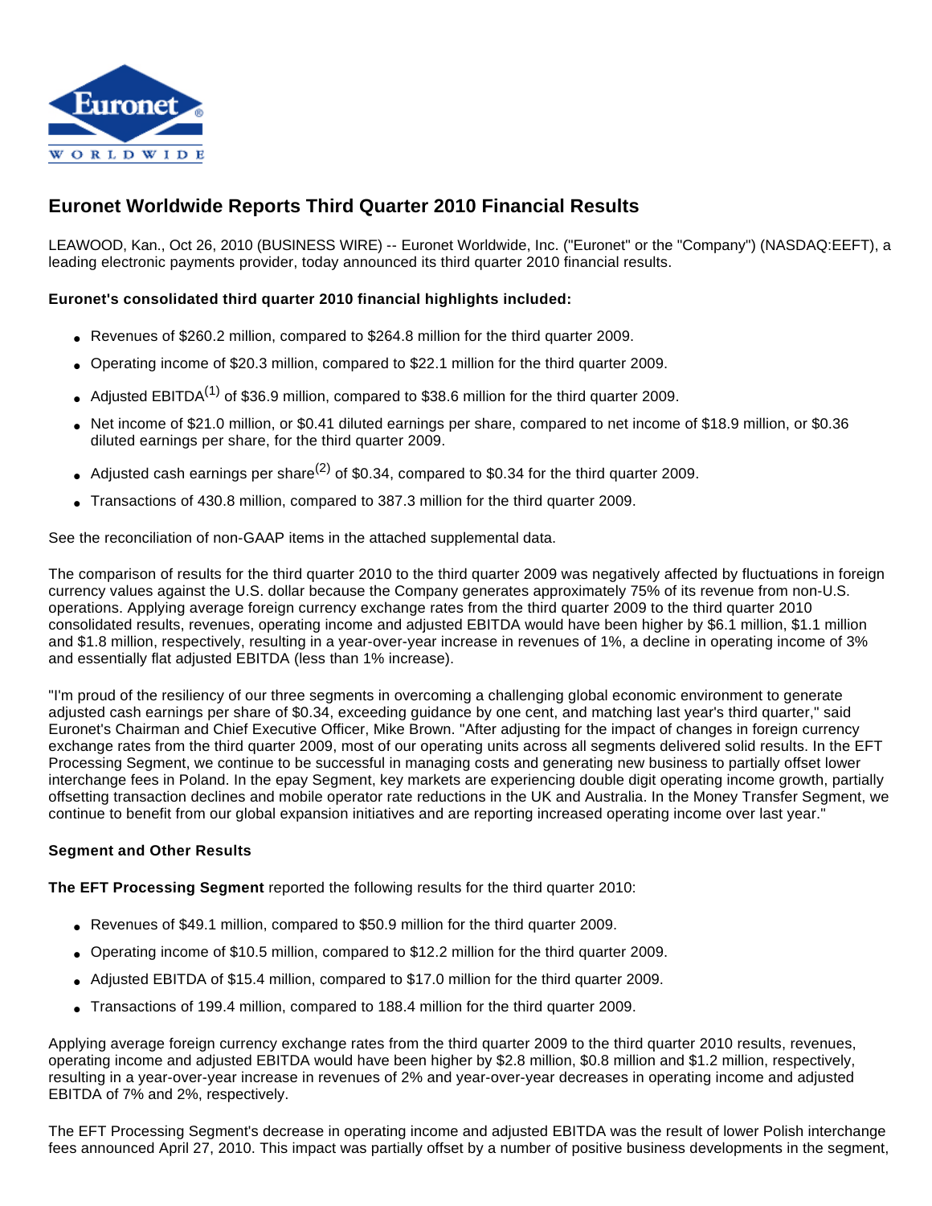# Euronet Worldwide Reports Third Quarter 2010 Financial Results

LEAWOOD, Kan., Oct 26, 2010 (BUSINESS WIRE) -- Euronet Worldwide, Inc. ("Euronet" or the "Company") (NASDAQ:EEFT), a leading electronic payments provider, today announced its third quarter 2010 financial results.

**Euronet's consolidated third quarter 2010 financial highlights included:**

- Revenues of $260.2 million, compared to $264.8 million for the third quarter 2009.
- Operating income of $20.3 million, compared to $22.1 million for the third quarter 2009.
- Adjusted EBITDA(1) of $36.9 million, compared to $38.6 million for the third quarter 2009.
- Net income of $21.0 million, or $0.41 diluted earnings per share, compared to net income of $18.9 million, or $0.36 diluted earnings per share, for the third quarter 2009.
- Adjusted cash earnings per share(2) of $0.34, compared to $0.34 for the third quarter 2009.
- Transactions of 430.8 million, compared to 387.3 million for the third quarter 2009.

See the reconciliation of non-GAAP items in the attached supplemental data.

The comparison of results for the third quarter 2010 to the third quarter 2009 was negatively affected by fluctuations in foreign currency values against the U.S. dollar because the Company generates approximately 75% of its revenue from non-U.S. operations. Applying average foreign currency exchange rates from the third quarter 2009 to the third quarter 2010 consolidated results, revenues, operating income and adjusted EBITDA would have been higher by $6.1 million, $1.1 million and $1.8 million, respectively, resulting in a year-over-year increase in revenues of 1%, a decline in operating income of 3% and essentially flat adjusted EBITDA (less than 1% increase).

"I'm proud of the resiliency of our three segments in overcoming a challenging global economic environment to generate adjusted cash earnings per share of $0.34, exceeding guidance by one cent, and matching last year's third quarter," said Euronet's Chairman and Chief Executive Officer, Mike Brown. "After adjusting for the impact of changes in foreign currency exchange rates from the third quarter 2009, most of our operating units across all segments delivered solid results. In the EFT Processing Segment, we continue to be successful in managing costs and generating new business to partially offset lower interchange fees in Poland. In the epay Segment, key markets are experiencing double digit operating income growth, partially offsetting transaction declines and mobile operator rate reductions in the UK and Australia. In the Money Transfer Segment, we continue to benefit from our global expansion initiatives and are reporting increased operating income over last year."

**Segment and Other Results**

**The EFT Processing Segment** reported the following results for the third quarter 2010:

- Revenues of $49.1 million, compared to $50.9 million for the third quarter 2009.
- Operating income of $10.5 million, compared to $12.2 million for the third quarter 2009.
- Adjusted EBITDA of $15.4 million, compared to $17.0 million for the third quarter 2009.
- Transactions of 199.4 million, compared to 188.4 million for the third quarter 2009.

Applying average foreign currency exchange rates from the third quarter 2009 to the third quarter 2010 results, revenues, operating income and adjusted EBITDA would have been higher by $2.8 million, $0.8 million and $1.2 million, respectively, resulting in a year-over-year increase in revenues of 2% and year-over-year decreases in operating income and adjusted EBITDA of 7% and 2%, respectively.

The EFT Processing Segment's decrease in operating income and adjusted EBITDA was the result of lower Polish interchange fees announced April 27, 2010. This impact was partially offset by a number of positive business developments in the segment,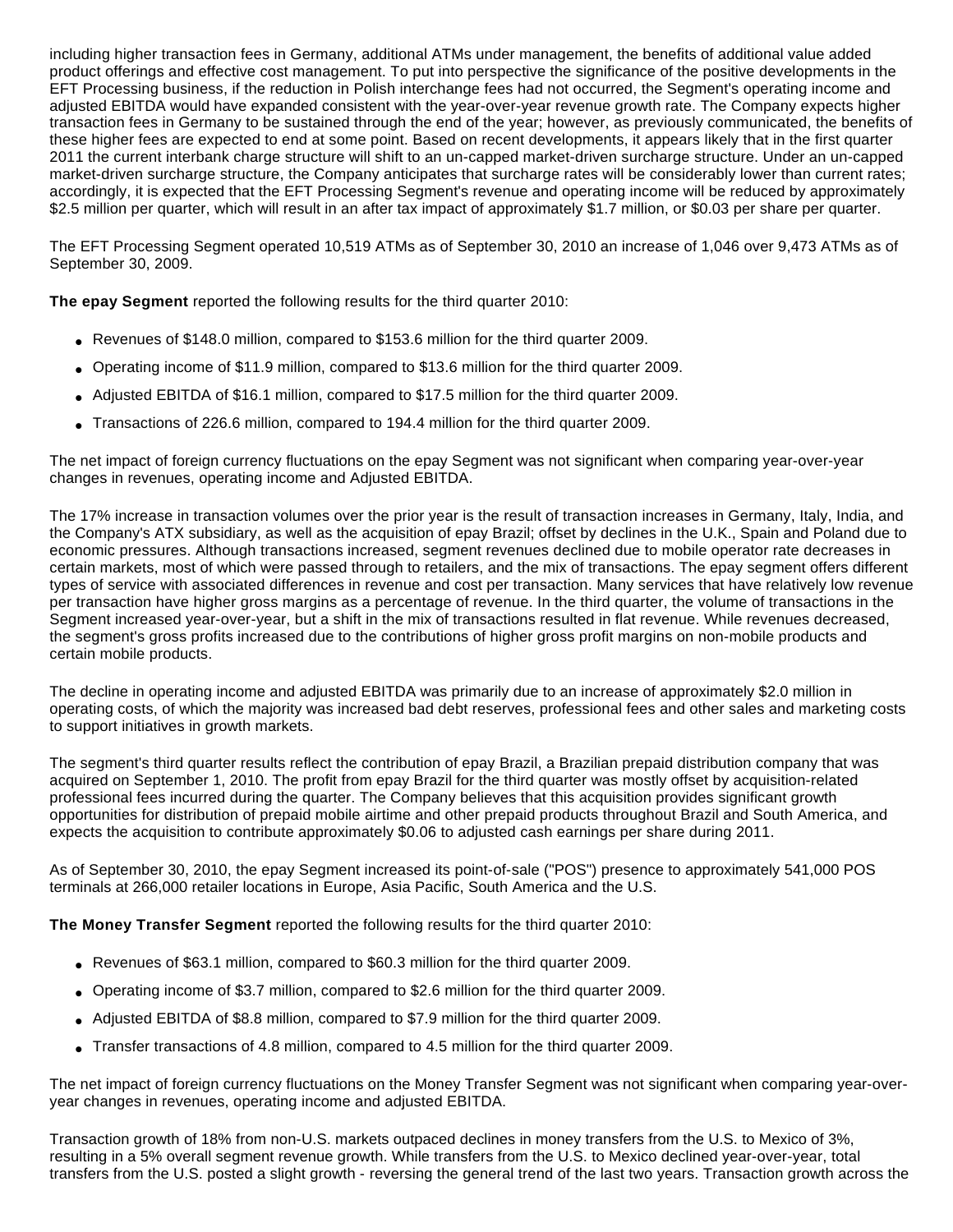including higher transaction fees in Germany, additional ATMs under management, the benefits of additional value added product offerings and effective cost management. To put into perspective the significance of the positive developments in the EFT Processing business, if the reduction in Polish interchange fees had not occurred, the Segment's operating income and adjusted EBITDA would have expanded consistent with the year-over-year revenue growth rate. The Company expects higher transaction fees in Germany to be sustained through the end of the year; however, as previously communicated, the benefits of these higher fees are expected to end at some point. Based on recent developments, it appears likely that in the first quarter 2011 the current interbank charge structure will shift to an un-capped market-driven surcharge structure. Under an un-capped market-driven surcharge structure, the Company anticipates that surcharge rates will be considerably lower than current rates; accordingly, it is expected that the EFT Processing Segment's revenue and operating income will be reduced by approximately $2.5 million per quarter, which will result in an after tax impact of approximately $1.7 million, or $0.03 per share per quarter.

The EFT Processing Segment operated 10,519 ATMs as of September 30, 2010 an increase of 1,046 over 9,473 ATMs as of September 30, 2009.

**The epay Segment** reported the following results for the third quarter 2010:

- Revenues of $148.0 million, compared to $153.6 million for the third quarter 2009.
- Operating income of $11.9 million, compared to $13.6 million for the third quarter 2009.
- Adjusted EBITDA of $16.1 million, compared to $17.5 million for the third quarter 2009.
- Transactions of 226.6 million, compared to 194.4 million for the third quarter 2009.

The net impact of foreign currency fluctuations on the epay Segment was not significant when comparing year-over-year changes in revenues, operating income and Adjusted EBITDA.

The 17% increase in transaction volumes over the prior year is the result of transaction increases in Germany, Italy, India, and the Company's ATX subsidiary, as well as the acquisition of epay Brazil; offset by declines in the U.K., Spain and Poland due to economic pressures. Although transactions increased, segment revenues declined due to mobile operator rate decreases in certain markets, most of which were passed through to retailers, and the mix of transactions. The epay segment offers different types of service with associated differences in revenue and cost per transaction. Many services that have relatively low revenue per transaction have higher gross margins as a percentage of revenue. In the third quarter, the volume of transactions in the Segment increased year-over-year, but a shift in the mix of transactions resulted in flat revenue. While revenues decreased, the segment's gross profits increased due to the contributions of higher gross profit margins on non-mobile products and certain mobile products.

The decline in operating income and adjusted EBITDA was primarily due to an increase of approximately $2.0 million in operating costs, of which the majority was increased bad debt reserves, professional fees and other sales and marketing costs to support initiatives in growth markets.

The segment's third quarter results reflect the contribution of epay Brazil, a Brazilian prepaid distribution company that was acquired on September 1, 2010. The profit from epay Brazil for the third quarter was mostly offset by acquisition-related professional fees incurred during the quarter. The Company believes that this acquisition provides significant growth opportunities for distribution of prepaid mobile airtime and other prepaid products throughout Brazil and South America, and expects the acquisition to contribute approximately $0.06 to adjusted cash earnings per share during 2011.

As of September 30, 2010, the epay Segment increased its point-of-sale ("POS") presence to approximately 541,000 POS terminals at 266,000 retailer locations in Europe, Asia Pacific, South America and the U.S.

**The Money Transfer Segment** reported the following results for the third quarter 2010:

- Revenues of $63.1 million, compared to $60.3 million for the third quarter 2009.
- Operating income of $3.7 million, compared to $2.6 million for the third quarter 2009.
- Adjusted EBITDA of $8.8 million, compared to $7.9 million for the third quarter 2009.
- Transfer transactions of 4.8 million, compared to 4.5 million for the third quarter 2009.

The net impact of foreign currency fluctuations on the Money Transfer Segment was not significant when comparing year-over-year changes in revenues, operating income and adjusted EBITDA.

Transaction growth of 18% from non-U.S. markets outpaced declines in money transfers from the U.S. to Mexico of 3%, resulting in a 5% overall segment revenue growth. While transfers from the U.S. to Mexico declined year-over-year, total transfers from the U.S. posted a slight growth - reversing the general trend of the last two years. Transaction growth across the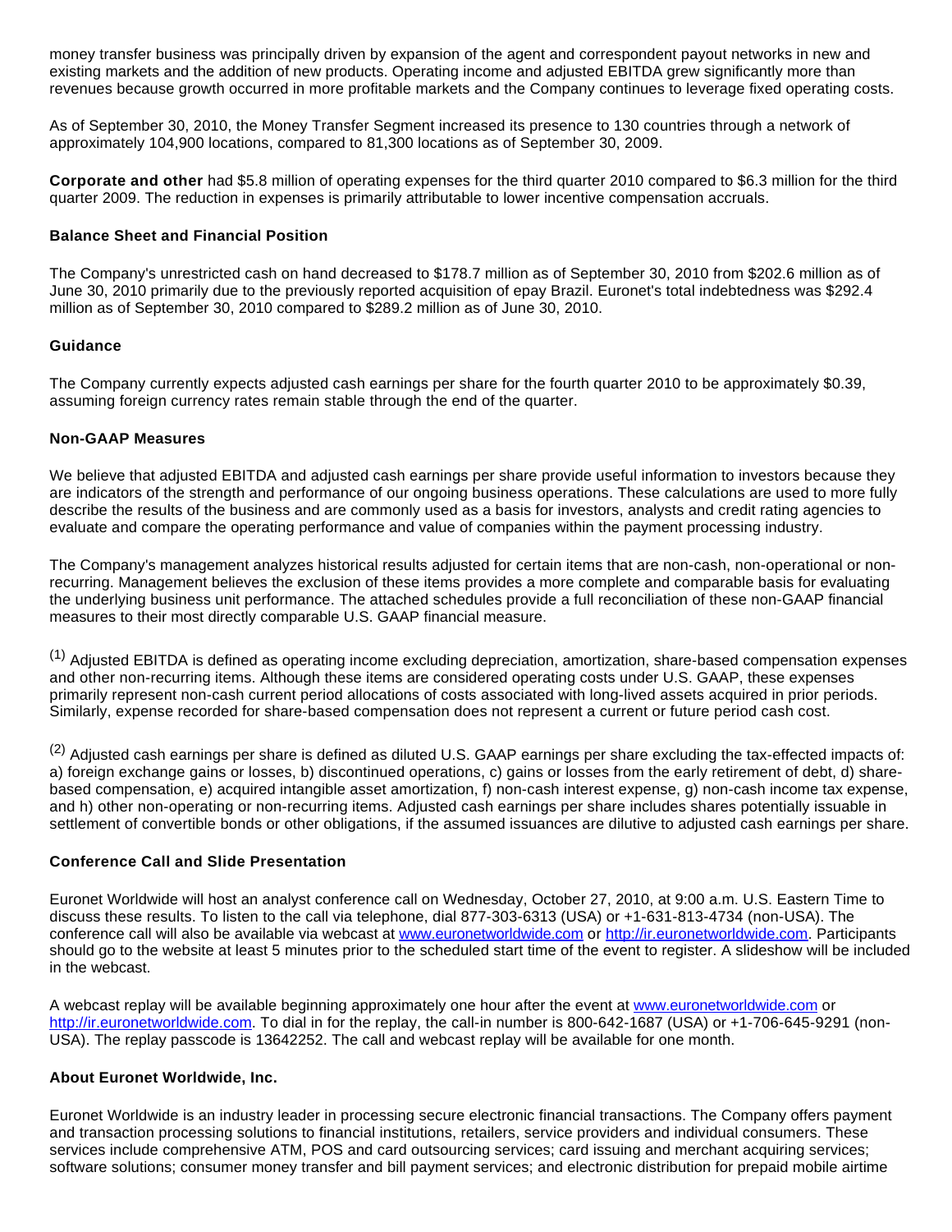money transfer business was principally driven by expansion of the agent and correspondent payout networks in new and existing markets and the addition of new products. Operating income and adjusted EBITDA grew significantly more than revenues because growth occurred in more profitable markets and the Company continues to leverage fixed operating costs.

As of September 30, 2010, the Money Transfer Segment increased its presence to 130 countries through a network of approximately 104,900 locations, compared to 81,300 locations as of September 30, 2009.

**Corporate and other** had $5.8 million of operating expenses for the third quarter 2010 compared to $6.3 million for the third quarter 2009. The reduction in expenses is primarily attributable to lower incentive compensation accruals.

### Balance Sheet and Financial Position

The Company's unrestricted cash on hand decreased to $178.7 million as of September 30, 2010 from $202.6 million as of June 30, 2010 primarily due to the previously reported acquisition of epay Brazil. Euronet's total indebtedness was $292.4 million as of September 30, 2010 compared to $289.2 million as of June 30, 2010.

### Guidance

The Company currently expects adjusted cash earnings per share for the fourth quarter 2010 to be approximately $0.39, assuming foreign currency rates remain stable through the end of the quarter.

### Non-GAAP Measures

We believe that adjusted EBITDA and adjusted cash earnings per share provide useful information to investors because they are indicators of the strength and performance of our ongoing business operations. These calculations are used to more fully describe the results of the business and are commonly used as a basis for investors, analysts and credit rating agencies to evaluate and compare the operating performance and value of companies within the payment processing industry.

The Company's management analyzes historical results adjusted for certain items that are non-cash, non-operational or non-recurring. Management believes the exclusion of these items provides a more complete and comparable basis for evaluating the underlying business unit performance. The attached schedules provide a full reconciliation of these non-GAAP financial measures to their most directly comparable U.S. GAAP financial measure.

(1) Adjusted EBITDA is defined as operating income excluding depreciation, amortization, share-based compensation expenses and other non-recurring items. Although these items are considered operating costs under U.S. GAAP, these expenses primarily represent non-cash current period allocations of costs associated with long-lived assets acquired in prior periods. Similarly, expense recorded for share-based compensation does not represent a current or future period cash cost.

(2) Adjusted cash earnings per share is defined as diluted U.S. GAAP earnings per share excluding the tax-effected impacts of: a) foreign exchange gains or losses, b) discontinued operations, c) gains or losses from the early retirement of debt, d) share-based compensation, e) acquired intangible asset amortization, f) non-cash interest expense, g) non-cash income tax expense, and h) other non-operating or non-recurring items. Adjusted cash earnings per share includes shares potentially issuable in settlement of convertible bonds or other obligations, if the assumed issuances are dilutive to adjusted cash earnings per share.

### Conference Call and Slide Presentation

Euronet Worldwide will host an analyst conference call on Wednesday, October 27, 2010, at 9:00 a.m. U.S. Eastern Time to discuss these results. To listen to the call via telephone, dial 877-303-6313 (USA) or +1-631-813-4734 (non-USA). The conference call will also be available via webcast at www.euronetworldwide.com or http://ir.euronetworldwide.com. Participants should go to the website at least 5 minutes prior to the scheduled start time of the event to register. A slideshow will be included in the webcast.

A webcast replay will be available beginning approximately one hour after the event at www.euronetworldwide.com or http://ir.euronetworldwide.com. To dial in for the replay, the call-in number is 800-642-1687 (USA) or +1-706-645-9291 (non-USA). The replay passcode is 13642252. The call and webcast replay will be available for one month.

### About Euronet Worldwide, Inc.

Euronet Worldwide is an industry leader in processing secure electronic financial transactions. The Company offers payment and transaction processing solutions to financial institutions, retailers, service providers and individual consumers. These services include comprehensive ATM, POS and card outsourcing services; card issuing and merchant acquiring services; software solutions; consumer money transfer and bill payment services; and electronic distribution for prepaid mobile airtime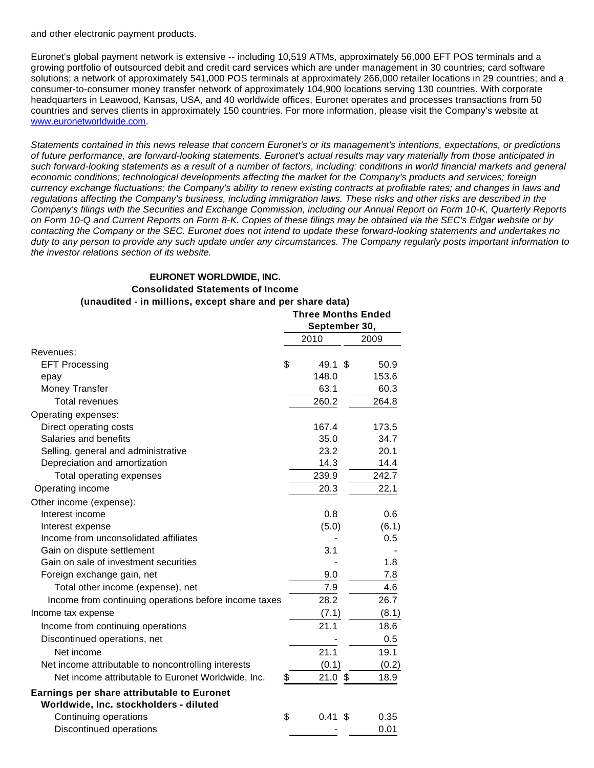and other electronic payment products.

Euronet's global payment network is extensive -- including 10,519 ATMs, approximately 56,000 EFT POS terminals and a growing portfolio of outsourced debit and credit card services which are under management in 30 countries; card software solutions; a network of approximately 541,000 POS terminals at approximately 266,000 retailer locations in 29 countries; and a consumer-to-consumer money transfer network of approximately 104,900 locations serving 130 countries. With corporate headquarters in Leawood, Kansas, USA, and 40 worldwide offices, Euronet operates and processes transactions from 50 countries and serves clients in approximately 150 countries. For more information, please visit the Company's website at www.euronetworldwide.com.

*Statements contained in this news release that concern Euronet's or its management's intentions, expectations, or predictions of future performance, are forward-looking statements. Euronet's actual results may vary materially from those anticipated in such forward-looking statements as a result of a number of factors, including: conditions in world financial markets and general economic conditions; technological developments affecting the market for the Company's products and services; foreign currency exchange fluctuations; the Company's ability to renew existing contracts at profitable rates; and changes in laws and regulations affecting the Company's business, including immigration laws. These risks and other risks are described in the Company's filings with the Securities and Exchange Commission, including our Annual Report on Form 10-K, Quarterly Reports on Form 10-Q and Current Reports on Form 8-K. Copies of these filings may be obtained via the SEC's Edgar website or by contacting the Company or the SEC. Euronet does not intend to update these forward-looking statements and undertakes no duty to any person to provide any such update under any circumstances. The Company regularly posts important information to the investor relations section of its website.*

**EURONET WORLDWIDE, INC.**
**Consolidated Statements of Income**
**(unaudited - in millions, except share and per share data)**

| | Three Months Ended September 30, | |
|---|---|---|
| | 2010 | 2009 |
| Revenues: | | |
| EFT Processing | $ 49.1 | $ 50.9 |
| epay | 148.0 | 153.6 |
| Money Transfer | 63.1 | 60.3 |
| Total revenues | 260.2 | 264.8 |
| Operating expenses: | | |
| Direct operating costs | 167.4 | 173.5 |
| Salaries and benefits | 35.0 | 34.7 |
| Selling, general and administrative | 23.2 | 20.1 |
| Depreciation and amortization | 14.3 | 14.4 |
| Total operating expenses | 239.9 | 242.7 |
| Operating income | 20.3 | 22.1 |
| Other income (expense): | | |
| Interest income | 0.8 | 0.6 |
| Interest expense | (5.0) | (6.1) |
| Income from unconsolidated affiliates | - | 0.5 |
| Gain on dispute settlement | 3.1 | - |
| Gain on sale of investment securities | - | 1.8 |
| Foreign exchange gain, net | 9.0 | 7.8 |
| Total other income (expense), net | 7.9 | 4.6 |
| Income from continuing operations before income taxes | 28.2 | 26.7 |
| Income tax expense | (7.1) | (8.1) |
| Income from continuing operations | 21.1 | 18.6 |
| Discontinued operations, net | - | 0.5 |
| Net income | 21.1 | 19.1 |
| Net income attributable to noncontrolling interests | (0.1) | (0.2) |
| Net income attributable to Euronet Worldwide, Inc. | $ 21.0 | $ 18.9 |
| **Earnings per share attributable to Euronet Worldwide, Inc. stockholders - diluted** | | |
| Continuing operations | $ 0.41 | $ 0.35 |
| Discontinued operations | - | 0.01 |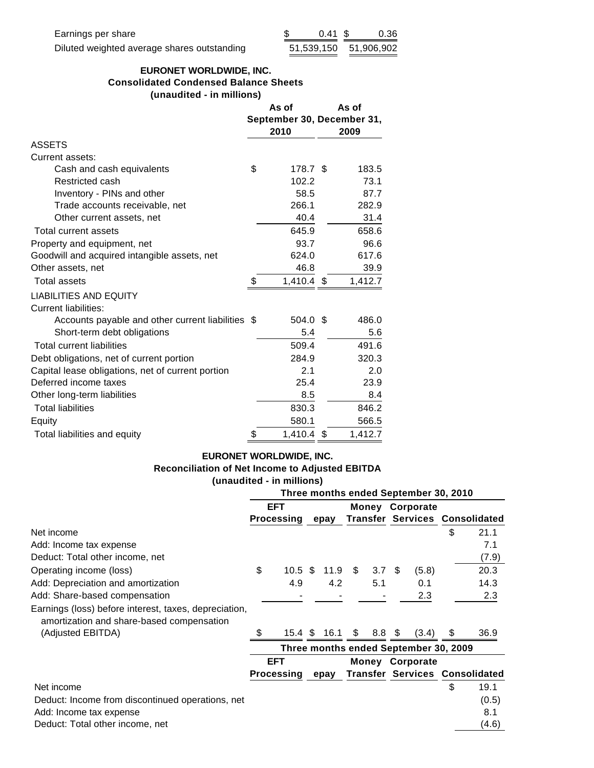| | | |
|---|---|---|
| Earnings per share | $ 0.41 | $ 0.36 |
| Diluted weighted average shares outstanding | 51,539,150 | 51,906,902 |

**EURONET WORLDWIDE, INC.**
**Consolidated Condensed Balance Sheets**
**(unaudited - in millions)**

| | As of September 30, 2010 | As of December 31, 2009 |
|---|---|---|
| ASSETS | | |
| Current assets: | | |
| Cash and cash equivalents | $ 178.7 | $ 183.5 |
| Restricted cash | 102.2 | 73.1 |
| Inventory - PINs and other | 58.5 | 87.7 |
| Trade accounts receivable, net | 266.1 | 282.9 |
| Other current assets, net | 40.4 | 31.4 |
| Total current assets | 645.9 | 658.6 |
| Property and equipment, net | 93.7 | 96.6 |
| Goodwill and acquired intangible assets, net | 624.0 | 617.6 |
| Other assets, net | 46.8 | 39.9 |
| Total assets | $ 1,410.4 | $ 1,412.7 |
| LIABILITIES AND EQUITY | | |
| Current liabilities: | | |
| Accounts payable and other current liabilities | $ 504.0 | $ 486.0 |
| Short-term debt obligations | 5.4 | 5.6 |
| Total current liabilities | 509.4 | 491.6 |
| Debt obligations, net of current portion | 284.9 | 320.3 |
| Capital lease obligations, net of current portion | 2.1 | 2.0 |
| Deferred income taxes | 25.4 | 23.9 |
| Other long-term liabilities | 8.5 | 8.4 |
| Total liabilities | 830.3 | 846.2 |
| Equity | 580.1 | 566.5 |
| Total liabilities and equity | $ 1,410.4 | $ 1,412.7 |

**EURONET WORLDWIDE, INC.**
**Reconciliation of Net Income to Adjusted EBITDA**
**(unaudited - in millions)**

| | Three months ended September 30, 2010 | | | | |
|---|---|---|---|---|---|
| | EFT Processing | epay | Money Transfer | Corporate Services | Consolidated |
| Net income | | | | | $ 21.1 |
| Add: Income tax expense | | | | | 7.1 |
| Deduct: Total other income, net | | | | | (7.9) |
| Operating income (loss) | $ 10.5 | $ 11.9 | $ 3.7 | $ (5.8) | 20.3 |
| Add: Depreciation and amortization | 4.9 | 4.2 | 5.1 | 0.1 | 14.3 |
| Add: Share-based compensation | - | - | - | 2.3 | 2.3 |
| Earnings (loss) before interest, taxes, depreciation, amortization and share-based compensation (Adjusted EBITDA) | $ 15.4 | $ 16.1 | $ 8.8 | $ (3.4) | $ 36.9 |

| | Three months ended September 30, 2009 | | | | |
|---|---|---|---|---|---|
| | EFT Processing | epay | Money Transfer | Corporate Services | Consolidated |
| Net income | | | | | $ 19.1 |
| Deduct: Income from discontinued operations, net | | | | | (0.5) |
| Add: Income tax expense | | | | | 8.1 |
| Deduct: Total other income, net | | | | | (4.6) |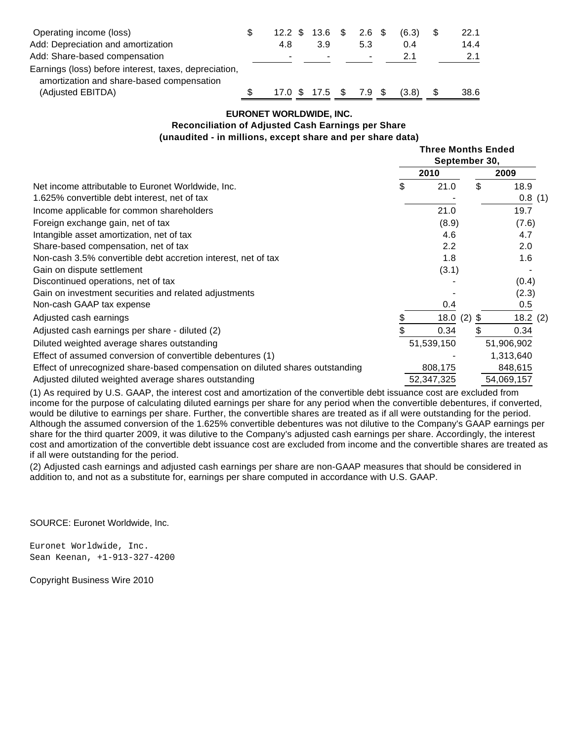| | | | | | |
|---|---|---|---|---|---|
| Operating income (loss) | $ 12.2 | $ 13.6 | $ 2.6 | $ (6.3) | $ 22.1 |
| Add: Depreciation and amortization | 4.8 | 3.9 | 5.3 | 0.4 | 14.4 |
| Add: Share-based compensation | - | - | - | 2.1 | 2.1 |
| Earnings (loss) before interest, taxes, depreciation, amortization and share-based compensation (Adjusted EBITDA) | $ 17.0 | $ 17.5 | $ 7.9 | $ (3.8) | $ 38.6 |

**EURONET WORLDWIDE, INC.**
**Reconciliation of Adjusted Cash Earnings per Share**
**(unaudited - in millions, except share and per share data)**

| | Three Months Ended September 30, | |
|---|---|---|
| | 2010 | 2009 |
| Net income attributable to Euronet Worldwide, Inc. | $ 21.0 | $ 18.9 |
| 1.625% convertible debt interest, net of tax | - | 0.8 (1) |
| Income applicable for common shareholders | 21.0 | 19.7 |
| Foreign exchange gain, net of tax | (8.9) | (7.6) |
| Intangible asset amortization, net of tax | 4.6 | 4.7 |
| Share-based compensation, net of tax | 2.2 | 2.0 |
| Non-cash 3.5% convertible debt accretion interest, net of tax | 1.8 | 1.6 |
| Gain on dispute settlement | (3.1) | - |
| Discontinued operations, net of tax | - | (0.4) |
| Gain on investment securities and related adjustments | - | (2.3) |
| Non-cash GAAP tax expense | 0.4 | 0.5 |
| Adjusted cash earnings | $ 18.0 (2) | $ 18.2 (2) |
| Adjusted cash earnings per share - diluted (2) | $ 0.34 | $ 0.34 |
| Diluted weighted average shares outstanding | 51,539,150 | 51,906,902 |
| Effect of assumed conversion of convertible debentures (1) | - | 1,313,640 |
| Effect of unrecognized share-based compensation on diluted shares outstanding | 808,175 | 848,615 |
| Adjusted diluted weighted average shares outstanding | 52,347,325 | 54,069,157 |

(1) As required by U.S. GAAP, the interest cost and amortization of the convertible debt issuance cost are excluded from income for the purpose of calculating diluted earnings per share for any period when the convertible debentures, if converted, would be dilutive to earnings per share. Further, the convertible shares are treated as if all were outstanding for the period. Although the assumed conversion of the 1.625% convertible debentures was not dilutive to the Company's GAAP earnings per share for the third quarter 2009, it was dilutive to the Company's adjusted cash earnings per share. Accordingly, the interest cost and amortization of the convertible debt issuance cost are excluded from income and the convertible shares are treated as if all were outstanding for the period.

(2) Adjusted cash earnings and adjusted cash earnings per share are non-GAAP measures that should be considered in addition to, and not as a substitute for, earnings per share computed in accordance with U.S. GAAP.

SOURCE: Euronet Worldwide, Inc.

Euronet Worldwide, Inc.
Sean Keenan, +1-913-327-4200

Copyright Business Wire 2010